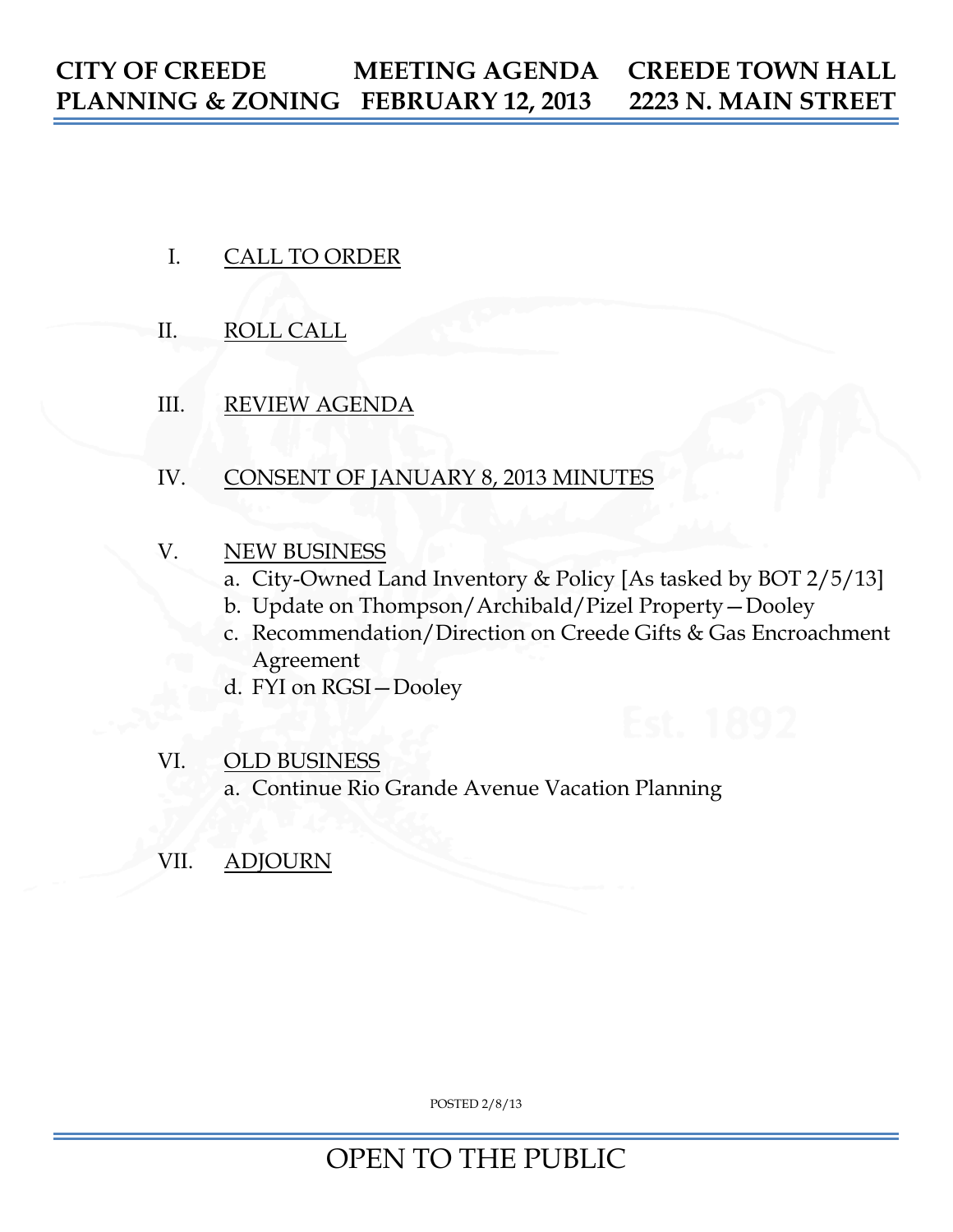**CITY OF CREEDE** | **MEETING AGENDA** | **CREEDE TOWN HALL**
**PLANNING & ZONING** | **FEBRUARY 12, 2013** | **2223 N. MAIN STREET**

I. CALL TO ORDER

II. ROLL CALL

III. REVIEW AGENDA

IV. CONSENT OF JANUARY 8, 2013 MINUTES

V. NEW BUSINESS
   a. City-Owned Land Inventory & Policy [As tasked by BOT 2/5/13]
   b. Update on Thompson/Archibald/Pizel Property—Dooley
   c. Recommendation/Direction on Creede Gifts & Gas Encroachment Agreement
   d. FYI on RGSI—Dooley

VI. OLD BUSINESS
   a. Continue Rio Grande Avenue Vacation Planning

VII. ADJOURN

POSTED 2/8/13

OPEN TO THE PUBLIC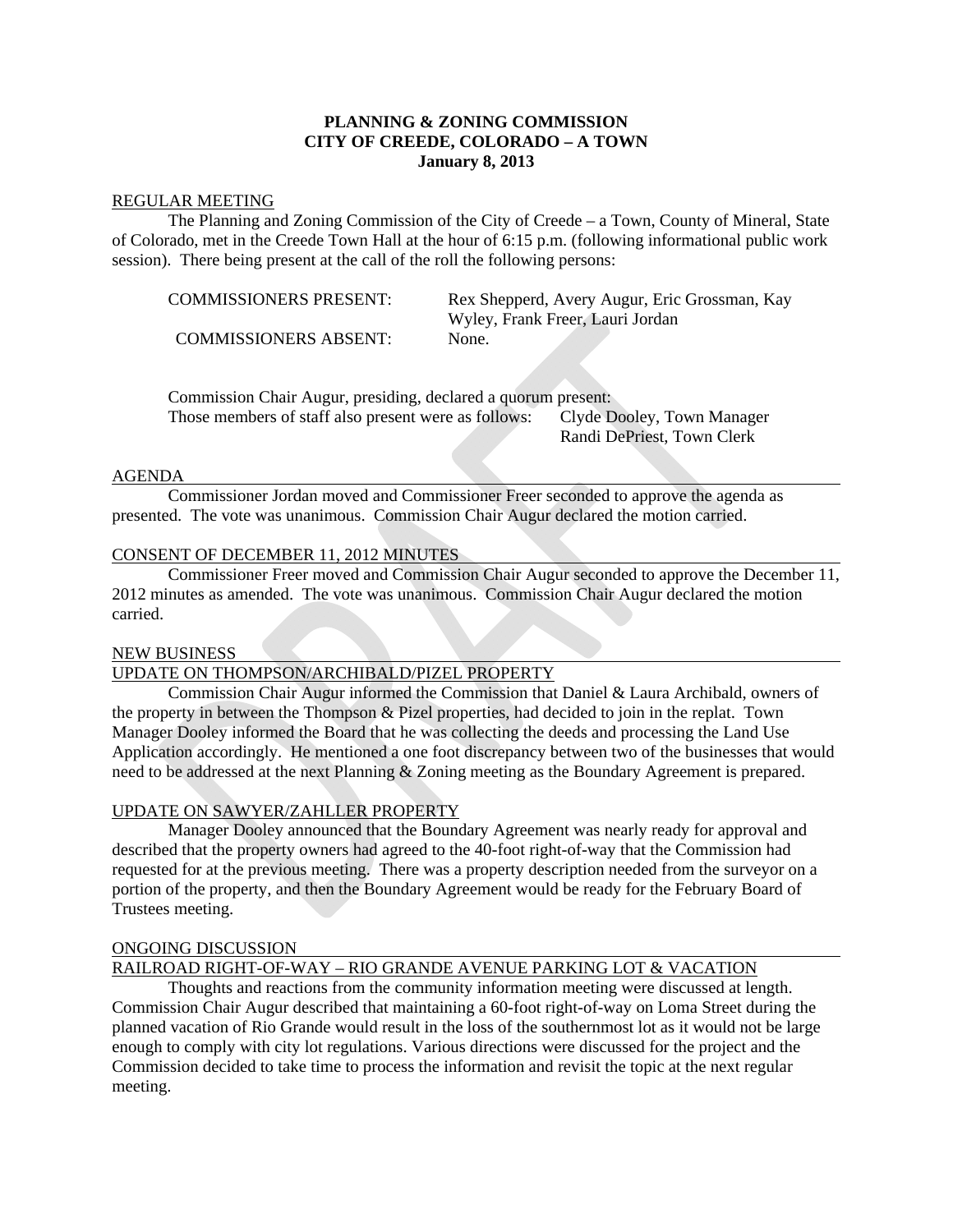**PLANNING & ZONING COMMISSION**
**CITY OF CREEDE, COLORADO – A TOWN**
**January 8, 2013**

REGULAR MEETING

The Planning and Zoning Commission of the City of Creede – a Town, County of Mineral, State of Colorado, met in the Creede Town Hall at the hour of 6:15 p.m. (following informational public work session). There being present at the call of the roll the following persons:

| | |
|---|---|
| COMMISSIONERS PRESENT: | Rex Shepperd, Avery Augur, Eric Grossman, Kay Wyley, Frank Freer, Lauri Jordan |
| COMMISSIONERS ABSENT: | None. |

Commission Chair Augur, presiding, declared a quorum present:
Those members of staff also present were as follows: Clyde Dooley, Town Manager
Randi DePriest, Town Clerk

AGENDA

Commissioner Jordan moved and Commissioner Freer seconded to approve the agenda as presented. The vote was unanimous. Commission Chair Augur declared the motion carried.

CONSENT OF DECEMBER 11, 2012 MINUTES

Commissioner Freer moved and Commission Chair Augur seconded to approve the December 11, 2012 minutes as amended. The vote was unanimous. Commission Chair Augur declared the motion carried.

NEW BUSINESS

UPDATE ON THOMPSON/ARCHIBALD/PIZEL PROPERTY

Commission Chair Augur informed the Commission that Daniel & Laura Archibald, owners of the property in between the Thompson & Pizel properties, had decided to join in the replat. Town Manager Dooley informed the Board that he was collecting the deeds and processing the Land Use Application accordingly. He mentioned a one foot discrepancy between two of the businesses that would need to be addressed at the next Planning & Zoning meeting as the Boundary Agreement is prepared.

UPDATE ON SAWYER/ZAHLLER PROPERTY

Manager Dooley announced that the Boundary Agreement was nearly ready for approval and described that the property owners had agreed to the 40-foot right-of-way that the Commission had requested for at the previous meeting. There was a property description needed from the surveyor on a portion of the property, and then the Boundary Agreement would be ready for the February Board of Trustees meeting.

ONGOING DISCUSSION

RAILROAD RIGHT-OF-WAY – RIO GRANDE AVENUE PARKING LOT & VACATION

Thoughts and reactions from the community information meeting were discussed at length. Commission Chair Augur described that maintaining a 60-foot right-of-way on Loma Street during the planned vacation of Rio Grande would result in the loss of the southernmost lot as it would not be large enough to comply with city lot regulations. Various directions were discussed for the project and the Commission decided to take time to process the information and revisit the topic at the next regular meeting.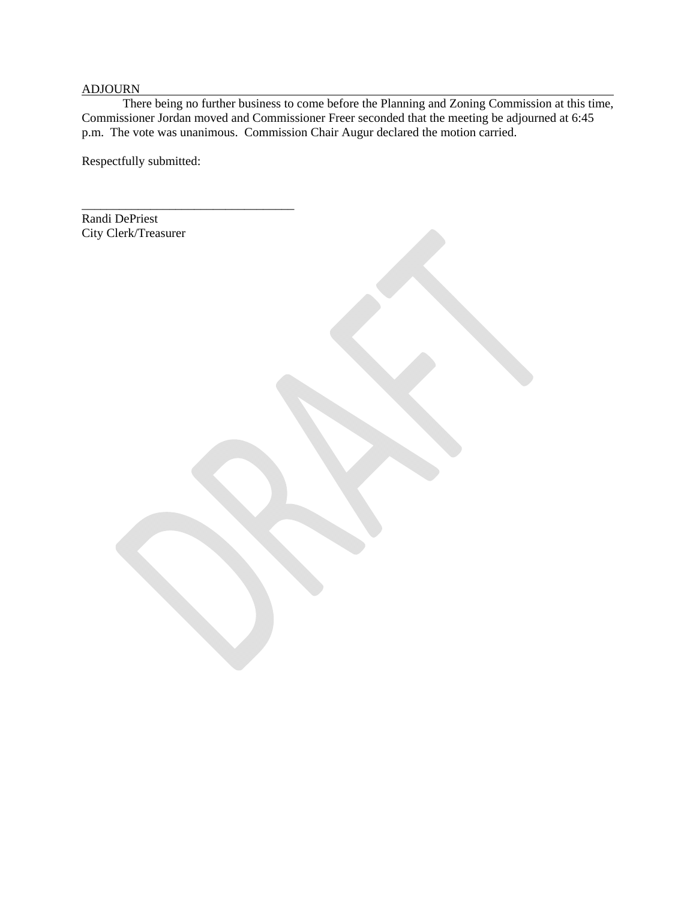## ADJOURN

There being no further business to come before the Planning and Zoning Commission at this time, Commissioner Jordan moved and Commissioner Freer seconded that the meeting be adjourned at 6:45 p.m. The vote was unanimous. Commission Chair Augur declared the motion carried.

Respectfully submitted:

___________________________________

Randi DePriest
City Clerk/Treasurer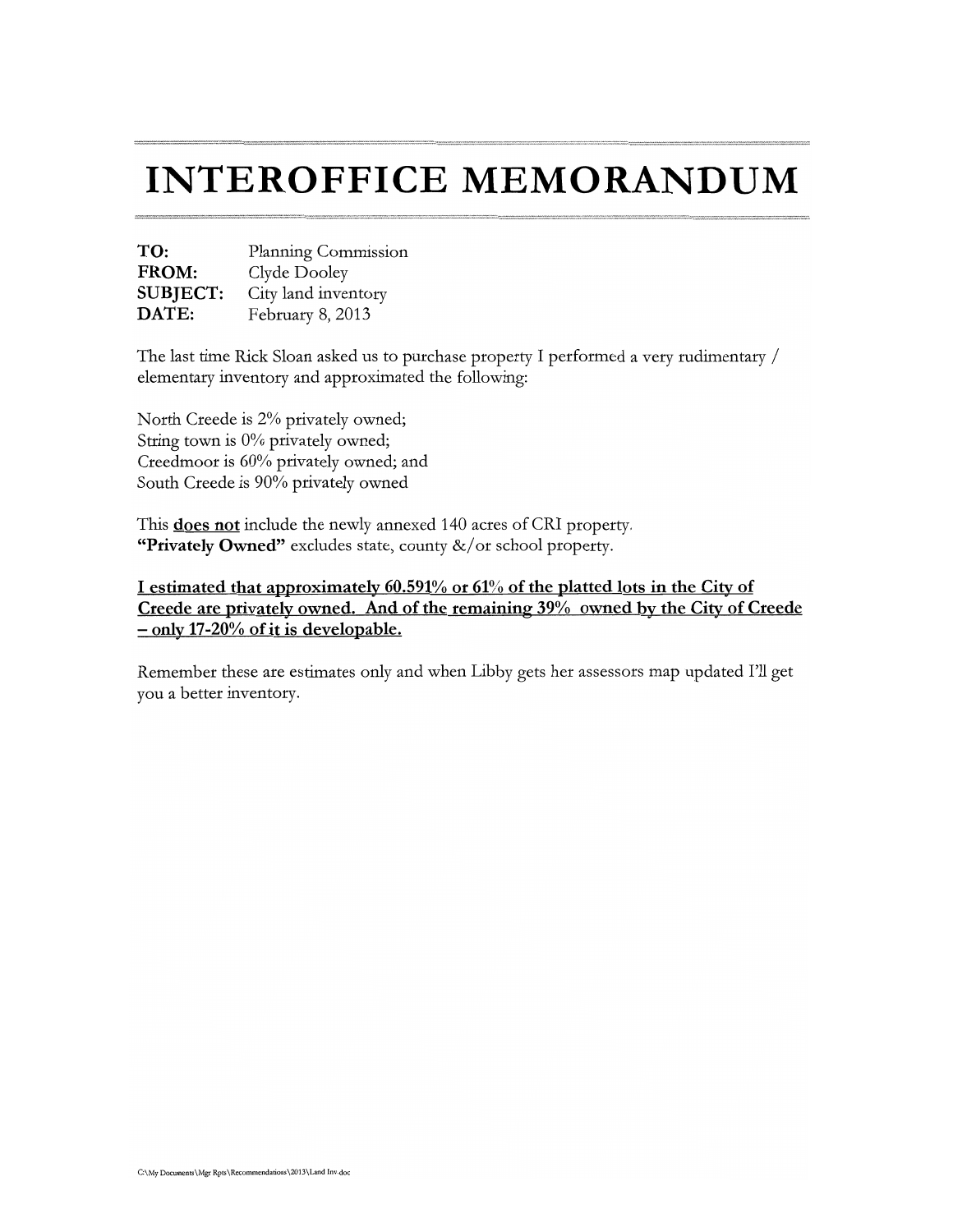# INTEROFFICE MEMORANDUM

**TO:** Planning Commission
**FROM:** Clyde Dooley
**SUBJECT:** City land inventory
**DATE:** February 8, 2013

The last time Rick Sloan asked us to purchase property I performed a very rudimentary / elementary inventory and approximated the following:

North Creede is 2% privately owned;
String town is 0% privately owned;
Creedmoor is 60% privately owned; and
South Creede is 90% privately owned

This **<u>does not</u>** include the newly annexed 140 acres of CRI property.
**"Privately Owned"** excludes state, county &/or school property.

**<u>I estimated that approximately 60.591% or 61% of the platted lots in the City of Creede are privately owned. And of the remaining 39% owned by the City of Creede – only 17-20% of it is developable.</u>**

Remember these are estimates only and when Libby gets her assessors map updated I'll get you a better inventory.

C:\My Documents\Mgr Rpts\Recommendations\2013\Land Inv.doc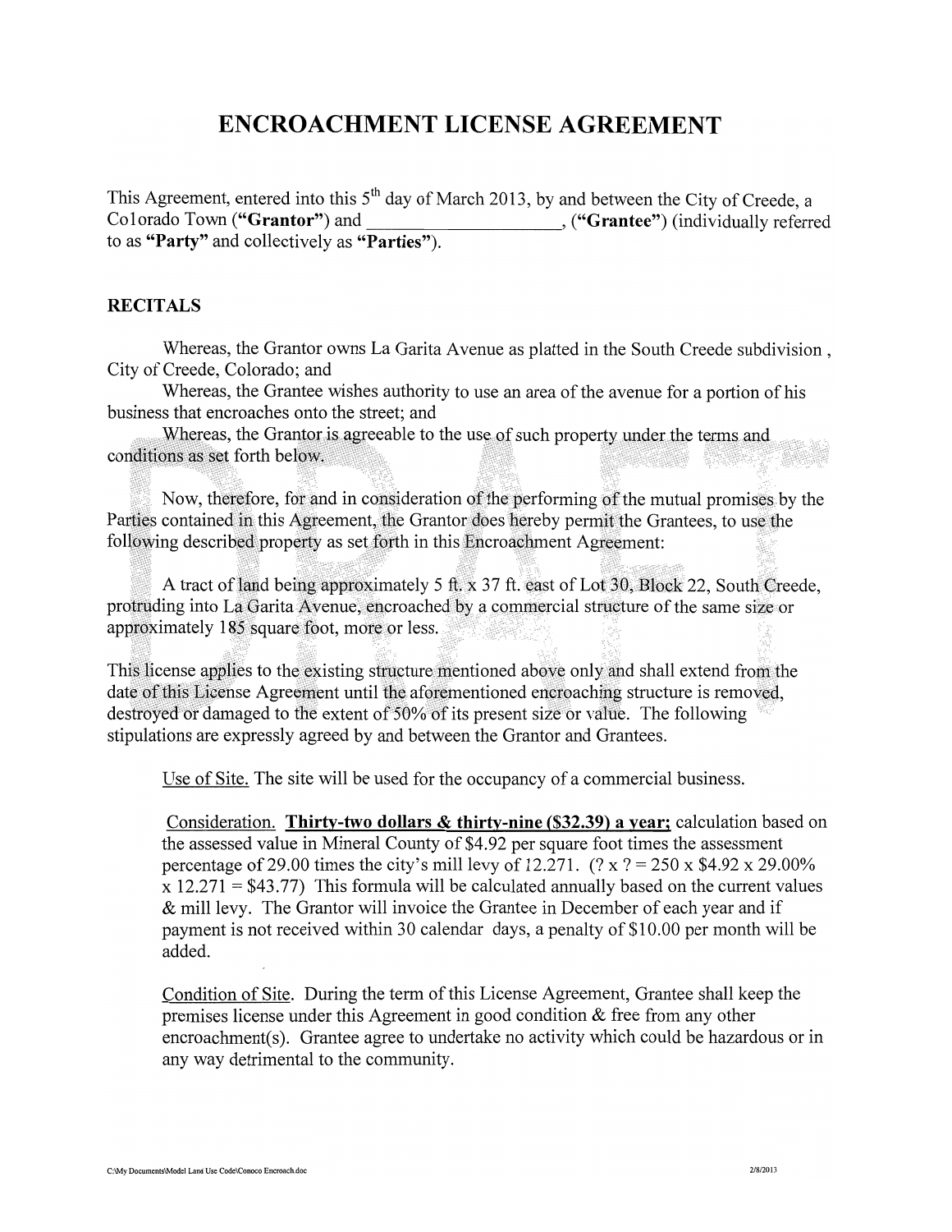# ENCROACHMENT LICENSE AGREEMENT

This Agreement, entered into this 5th day of March 2013, by and between the City of Creede, a Colorado Town (**"Grantor"**) and ____________________, (**"Grantee"**) (individually referred to as **"Party"** and collectively as **"Parties"**).

## RECITALS

Whereas, the Grantor owns La Garita Avenue as platted in the South Creede subdivision , City of Creede, Colorado; and

Whereas, the Grantee wishes authority to use an area of the avenue for a portion of his business that encroaches onto the street; and

Whereas, the Grantor is agreeable to the use of such property under the terms and conditions as set forth below.

Now, therefore, for and in consideration of the performing of the mutual promises by the Parties contained in this Agreement, the Grantor does hereby permit the Grantees, to use the following described property as set forth in this Encroachment Agreement:

A tract of land being approximately 5 ft. x 37 ft. east of Lot 30, Block 22, South Creede, protruding into La Garita Avenue, encroached by a commercial structure of the same size or approximately 185 square foot, more or less.

This license applies to the existing structure mentioned above only and shall extend from the date of this License Agreement until the aforementioned encroaching structure is removed, destroyed or damaged to the extent of 50% of its present size or value. The following stipulations are expressly agreed by and between the Grantor and Grantees.

Use of Site. The site will be used for the occupancy of a commercial business.

Consideration. **Thirty-two dollars & thirty-nine ($32.39) a year;** calculation based on the assessed value in Mineral County of $4.92 per square foot times the assessment percentage of 29.00 times the city's mill levy of 12.271. (? x ? = 250 x $4.92 x 29.00% x 12.271 = $43.77) This formula will be calculated annually based on the current values & mill levy. The Grantor will invoice the Grantee in December of each year and if payment is not received within 30 calendar days, a penalty of $10.00 per month will be added.

Condition of Site. During the term of this License Agreement, Grantee shall keep the premises license under this Agreement in good condition & free from any other encroachment(s). Grantee agree to undertake no activity which could be hazardous or in any way detrimental to the community.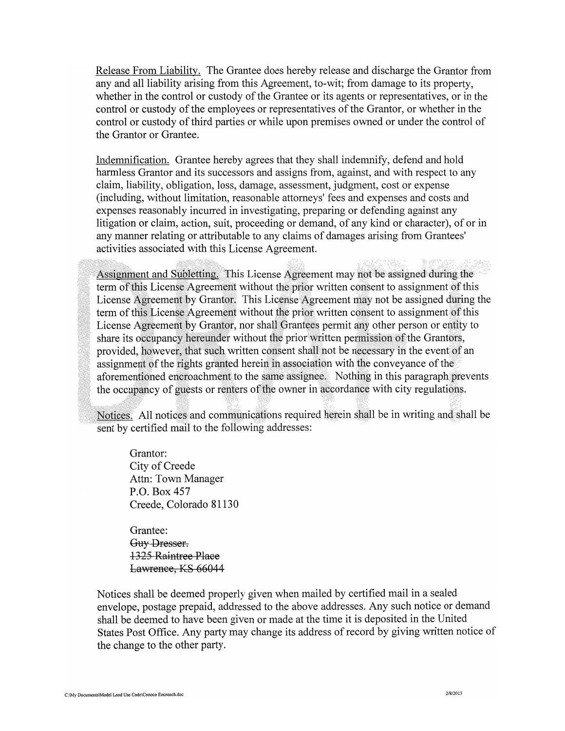Release From Liability. The Grantee does hereby release and discharge the Grantor from any and all liability arising from this Agreement, to-wit; from damage to its property, whether in the control or custody of the Grantee or its agents or representatives, or in the control or custody of the employees or representatives of the Grantor, or whether in the control or custody of third parties or while upon premises owned or under the control of the Grantor or Grantee.

Indemnification. Grantee hereby agrees that they shall indemnify, defend and hold harmless Grantor and its successors and assigns from, against, and with respect to any claim, liability, obligation, loss, damage, assessment, judgment, cost or expense (including, without limitation, reasonable attorneys' fees and expenses and costs and expenses reasonably incurred in investigating, preparing or defending against any litigation or claim, action, suit, proceeding or demand, of any kind or character), of or in any manner relating or attributable to any claims of damages arising from Grantees' activities associated with this License Agreement.

Assignment and Subletting. This License Agreement may not be assigned during the term of this License Agreement without the prior written consent to assignment of this License Agreement by Grantor. This License Agreement may not be assigned during the term of this License Agreement without the prior written consent to assignment of this License Agreement by Grantor, nor shall Grantees permit any other person or entity to share its occupancy hereunder without the prior written permission of the Grantors, provided, however, that such written consent shall not be necessary in the event of an assignment of the rights granted herein in association with the conveyance of the aforementioned encroachment to the same assignee. Nothing in this paragraph prevents the occupancy of guests or renters of the owner in accordance with city regulations.

Notices. All notices and communications required herein shall be in writing and shall be sent by certified mail to the following addresses:

Grantor:
City of Creede
Attn: Town Manager
P.O. Box 457
Creede, Colorado 81130

Grantee:
~~Guy Dresser.~~
~~1325 Raintree Place~~
~~Lawrence, KS 66044~~

Notices shall be deemed properly given when mailed by certified mail in a sealed envelope, postage prepaid, addressed to the above addresses. Any such notice or demand shall be deemed to have been given or made at the time it is deposited in the United States Post Office. Any party may change its address of record by giving written notice of the change to the other party.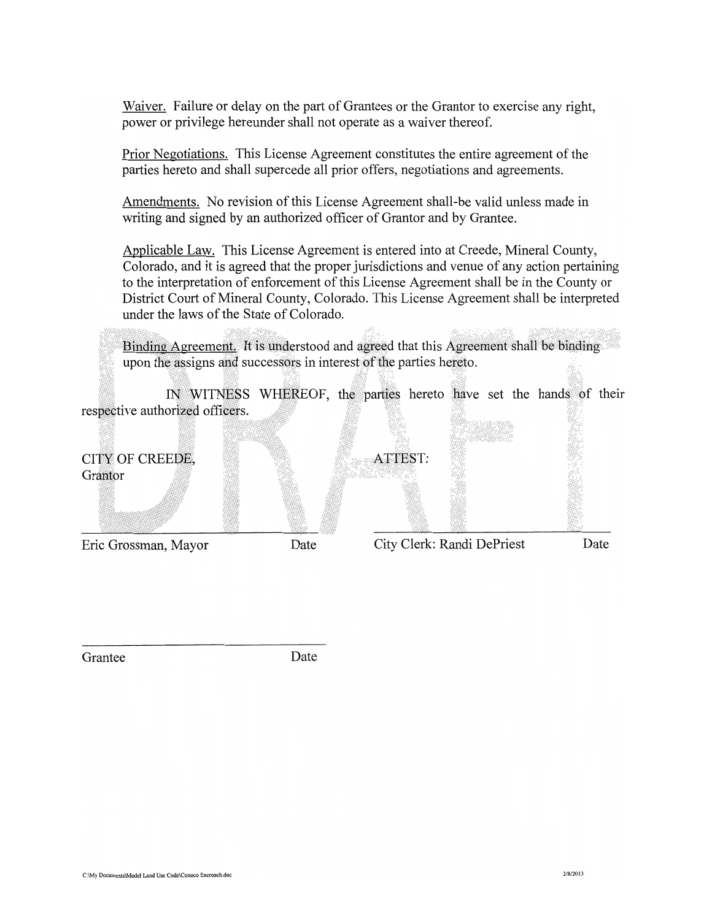Waiver. Failure or delay on the part of Grantees or the Grantor to exercise any right, power or privilege hereunder shall not operate as a waiver thereof.

Prior Negotiations. This License Agreement constitutes the entire agreement of the parties hereto and shall supercede all prior offers, negotiations and agreements.

Amendments. No revision of this License Agreement shall-be valid unless made in writing and signed by an authorized officer of Grantor and by Grantee.

Applicable Law. This License Agreement is entered into at Creede, Mineral County, Colorado, and it is agreed that the proper jurisdictions and venue of any action pertaining to the interpretation of enforcement of this License Agreement shall be in the County or District Court of Mineral County, Colorado. This License Agreement shall be interpreted under the laws of the State of Colorado.

Binding Agreement. It is understood and agreed that this Agreement shall be binding upon the assigns and successors in interest of the parties hereto.

IN WITNESS WHEREOF, the parties hereto have set the hands of their respective authorized officers.

DRAFT

CITY OF CREEDE,
Grantor

ATTEST:

______________________________
Eric Grossman, Mayor          Date

______________________________
City Clerk: Randi DePriest          Date

______________________________
Grantee          Date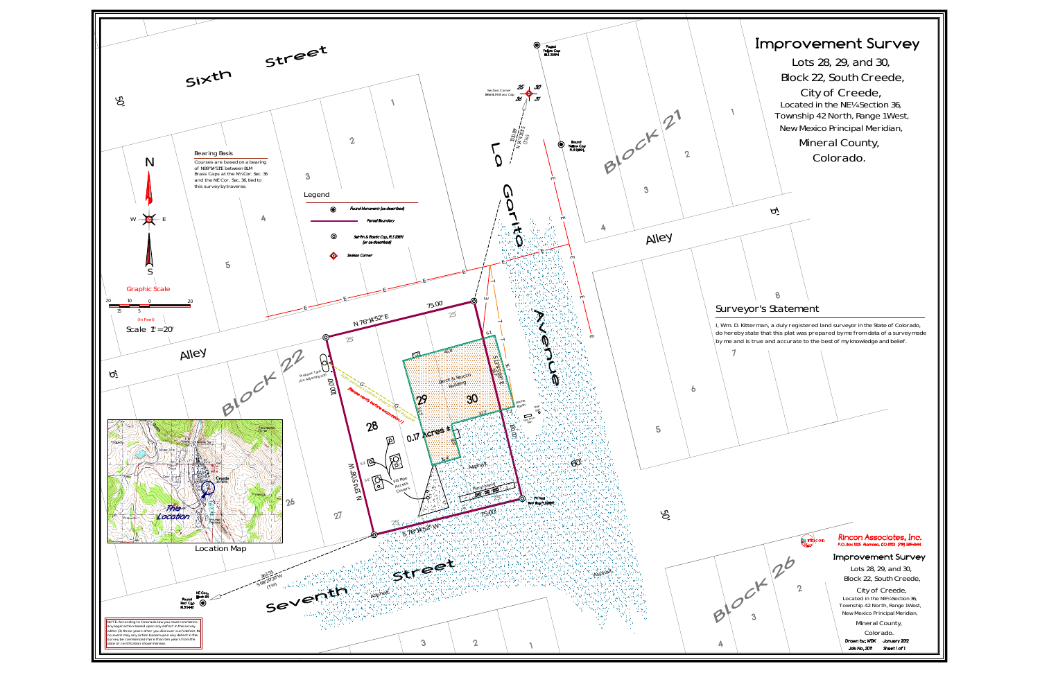# Improvement Survey

Lots 28, 29, and 30,
Block 22, South Creede,
City of Creede,
Located in the NE¼ Section 36,
Township 42 North, Range 1 West,
New Mexico Principal Meridian,
Mineral County,
Colorado.

**Bearing Basis**

Courses are based on a bearing of N89°14'51"E between BLM Brass Caps at the N¼ Cor. Sec. 36 and the NE Cor. Sec. 36, tied to this survey by traverse.

**Legend**

- Found Monument (as described)
- Parcel Boundary
- Set Pin & Plastic Cap, PLS 23891 (or as described)
- Section Corner

Graphic Scale (In Feet)

Scale 1" = 20'

Sixth Street

Seventh Street

La Garita Avenue

Alley

Block 21

Block 22

Block 26

N 76°14'52" E 75.00'

S 76°14'52" W 75.00'

N 13°45'08" W 100.00'

Block & Stucco Building

0.17 Acres ±

Propane Tank (On Adjoining Lot)

(Please verify before excavation!)

Fill Pipe Access Covers

Asphalt

Section Corner

Found Yellow Cap PLS 23894

Found Red Cap PLS 5448

Location Map

This Location

## Surveyor's Statement

I, Wm. D. Kitterman, a duly registered land surveyor in the State of Colorado, do hereby state that this plat was prepared by me from data of a survey made by me and is true and accurate to the best of my knowledge and belief.

NOTE: According to Colorado law you must commence any legal action based upon any defect in this survey within (3) three years after you discover such defect. In no event may any action based upon any defect in this survey be commenced more than ten years from the date of certification shown hereon.

**Rincon Associates, Inc.**
P.O. Box 1025 Alamosa, CO 81101 (719) 589-4644

### Improvement Survey

Lots 28, 29, and 30,
Block 22, South Creede,
City of Creede,
Located in the NE¼ Section 36,
Township 42 North, Range 1 West,
New Mexico Principal Meridian,
Mineral County,
Colorado.

Drawn by: WDK January 2012
Job No. 2011 Sheet 1 of 1